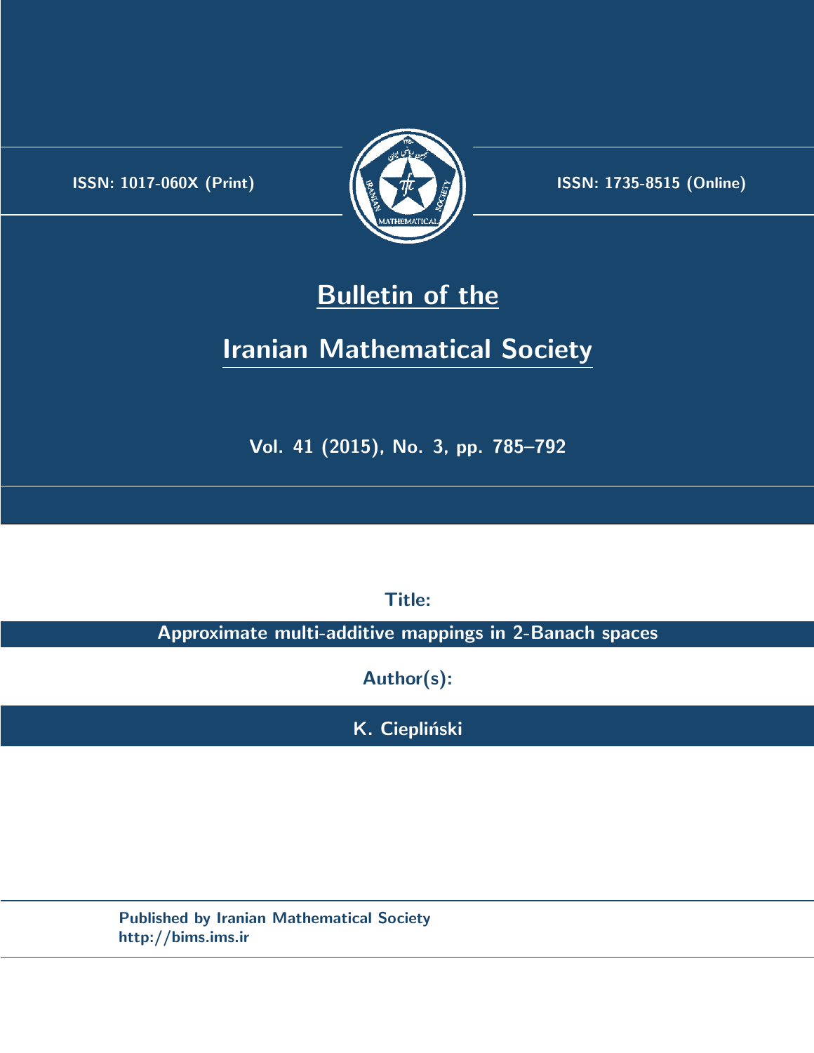ISSN: 1017-060X (Print)

ISSN: 1735-8515 (Online)

# Bulletin of the

# Iranian Mathematical Society

Vol. 41 (2015), No. 3, pp. 785–792

**Title:**

**Approximate multi-additive mappings in 2-Banach spaces**

**Author(s):**

**K. Ciepliński**

Published by Iranian Mathematical Society
http://bims.ims.ir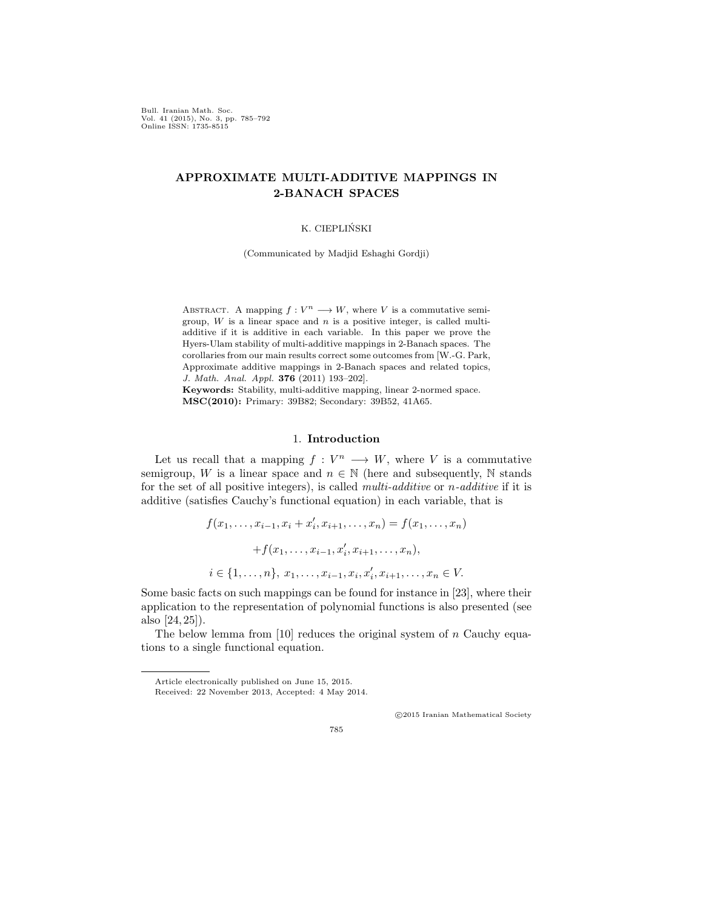# APPROXIMATE MULTI-ADDITIVE MAPPINGS IN 2-BANACH SPACES

K. CIEPLIŃSKI

(Communicated by Madjid Eshaghi Gordji)

Abstract. A mapping $f : V^n \longrightarrow W$, where $V$ is a commutative semigroup, $W$ is a linear space and $n$ is a positive integer, is called multi-additive if it is additive in each variable. In this paper we prove the Hyers-Ulam stability of multi-additive mappings in 2-Banach spaces. The corollaries from our main results correct some outcomes from [W.-G. Park, Approximate additive mappings in 2-Banach spaces and related topics, *J. Math. Anal. Appl.* **376** (2011) 193–202].

**Keywords:** Stability, multi-additive mapping, linear 2-normed space.

**MSC(2010):** Primary: 39B82; Secondary: 39B52, 41A65.

## 1. Introduction

Let us recall that a mapping $f : V^n \longrightarrow W$, where $V$ is a commutative semigroup, $W$ is a linear space and $n \in \mathbb{N}$ (here and subsequently, $\mathbb{N}$ stands for the set of all positive integers), is called *multi-additive* or *n-additive* if it is additive (satisfies Cauchy's functional equation) in each variable, that is

$$f(x_1, \ldots, x_{i-1}, x_i + x_i', x_{i+1}, \ldots, x_n) = f(x_1, \ldots, x_n)$$

$$+ f(x_1, \ldots, x_{i-1}, x_i', x_{i+1}, \ldots, x_n),$$

$$i \in \{1, \ldots, n\},\ x_1, \ldots, x_{i-1}, x_i, x_i', x_{i+1}, \ldots, x_n \in V.$$

Some basic facts on such mappings can be found for instance in [23], where their application to the representation of polynomial functions is also presented (see also [24, 25]).

The below lemma from [10] reduces the original system of $n$ Cauchy equations to a single functional equation.

Article electronically published on June 15, 2015.

Received: 22 November 2013, Accepted: 4 May 2014.

©2015 Iranian Mathematical Society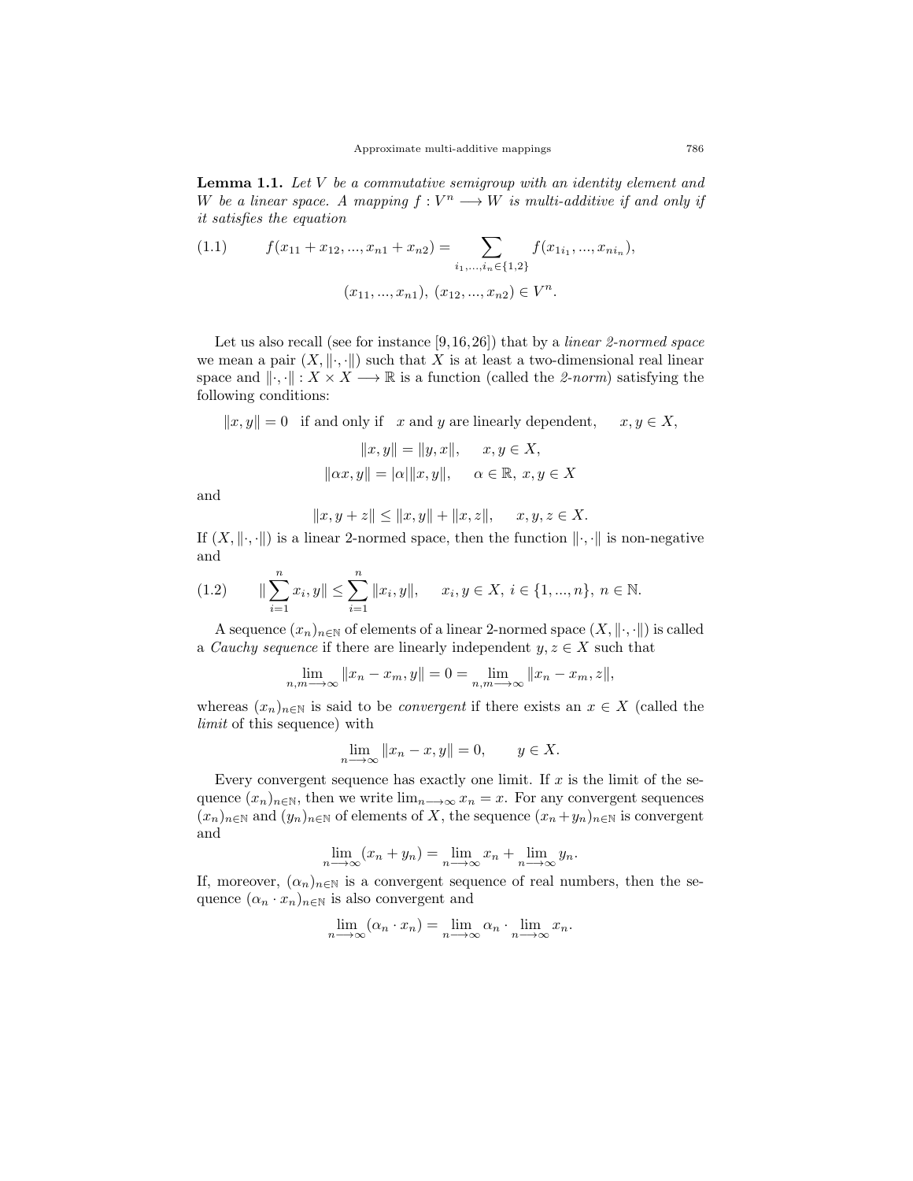**Lemma 1.1.** *Let $V$ be a commutative semigroup with an identity element and $W$ be a linear space. A mapping $f : V^n \longrightarrow W$ is multi-additive if and only if it satisfies the equation*

$$
f(x_{11} + x_{12}, ..., x_{n1} + x_{n2}) = \sum_{i_1,...,i_n \in \{1,2\}} f(x_{1i_1}, ..., x_{ni_n}), \tag{1.1}
$$

$$
(x_{11}, ..., x_{n1}),\ (x_{12}, ..., x_{n2}) \in V^n.
$$

Let us also recall (see for instance [9,16,26]) that by a *linear 2-normed space* we mean a pair $(X, \|\cdot,\cdot\|)$ such that $X$ is at least a two-dimensional real linear space and $\|\cdot,\cdot\| : X \times X \longrightarrow \mathbb{R}$ is a function (called the *2-norm*) satisfying the following conditions:

$$
\|x, y\| = 0 \quad \text{if and only if} \quad x \text{ and } y \text{ are linearly dependent}, \qquad x, y \in X,
$$

$$
\|x, y\| = \|y, x\|, \qquad x, y \in X,
$$

$$
\|\alpha x, y\| = |\alpha| \|x, y\|, \qquad \alpha \in \mathbb{R},\ x, y \in X
$$

and

$$
\|x, y + z\| \leq \|x, y\| + \|x, z\|, \qquad x, y, z \in X.
$$

If $(X, \|\cdot,\cdot\|)$ is a linear 2-normed space, then the function $\|\cdot,\cdot\|$ is non-negative and

$$
\|\sum_{i=1}^{n} x_i, y\| \leq \sum_{i=1}^{n} \|x_i, y\|, \qquad x_i, y \in X,\ i \in \{1, ..., n\},\ n \in \mathbb{N}. \tag{1.2}
$$

A sequence $(x_n)_{n\in\mathbb{N}}$ of elements of a linear 2-normed space $(X, \|\cdot,\cdot\|)$ is called a *Cauchy sequence* if there are linearly independent $y, z \in X$ such that

$$
\lim_{n,m\longrightarrow\infty} \|x_n - x_m, y\| = 0 = \lim_{n,m\longrightarrow\infty} \|x_n - x_m, z\|,
$$

whereas $(x_n)_{n\in\mathbb{N}}$ is said to be *convergent* if there exists an $x \in X$ (called the *limit* of this sequence) with

$$
\lim_{n\longrightarrow\infty} \|x_n - x, y\| = 0, \qquad y \in X.
$$

Every convergent sequence has exactly one limit. If $x$ is the limit of the sequence $(x_n)_{n\in\mathbb{N}}$, then we write $\lim_{n\longrightarrow\infty} x_n = x$. For any convergent sequences $(x_n)_{n\in\mathbb{N}}$ and $(y_n)_{n\in\mathbb{N}}$ of elements of $X$, the sequence $(x_n + y_n)_{n\in\mathbb{N}}$ is convergent and

$$
\lim_{n\longrightarrow\infty} (x_n + y_n) = \lim_{n\longrightarrow\infty} x_n + \lim_{n\longrightarrow\infty} y_n.
$$

If, moreover, $(\alpha_n)_{n\in\mathbb{N}}$ is a convergent sequence of real numbers, then the sequence $(\alpha_n \cdot x_n)_{n\in\mathbb{N}}$ is also convergent and

$$
\lim_{n\longrightarrow\infty} (\alpha_n \cdot x_n) = \lim_{n\longrightarrow\infty} \alpha_n \cdot \lim_{n\longrightarrow\infty} x_n.
$$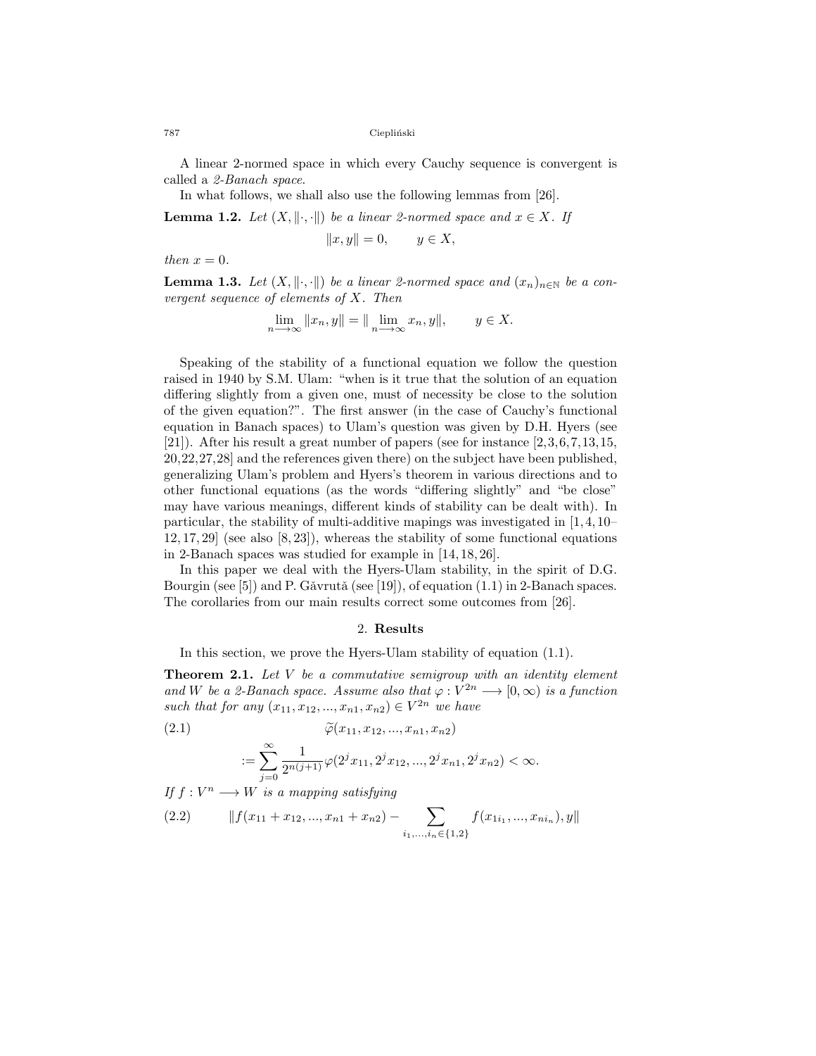A linear 2-normed space in which every Cauchy sequence is convergent is called a *2-Banach space*.

In what follows, we shall also use the following lemmas from [26].

**Lemma 1.2.** *Let $(X, \|\cdot,\cdot\|)$ be a linear 2-normed space and $x \in X$. If*

$$\|x, y\| = 0, \qquad y \in X,$$

*then $x = 0$.*

**Lemma 1.3.** *Let $(X, \|\cdot,\cdot\|)$ be a linear 2-normed space and $(x_n)_{n\in\mathbb{N}}$ be a convergent sequence of elements of $X$. Then*

$$\lim_{n\longrightarrow\infty} \|x_n, y\| = \|\lim_{n\longrightarrow\infty} x_n, y\|, \qquad y \in X.$$

Speaking of the stability of a functional equation we follow the question raised in 1940 by S.M. Ulam: "when is it true that the solution of an equation differing slightly from a given one, must of necessity be close to the solution of the given equation?". The first answer (in the case of Cauchy's functional equation in Banach spaces) to Ulam's question was given by D.H. Hyers (see [21]). After his result a great number of papers (see for instance [2,3,6,7,13,15, 20,22,27,28] and the references given there) on the subject have been published, generalizing Ulam's problem and Hyers's theorem in various directions and to other functional equations (as the words "differing slightly" and "be close" may have various meanings, different kinds of stability can be dealt with). In particular, the stability of multi-additive mapings was investigated in [1,4,10–12,17,29] (see also [8,23]), whereas the stability of some functional equations in 2-Banach spaces was studied for example in [14,18,26].

In this paper we deal with the Hyers-Ulam stability, in the spirit of D.G. Bourgin (see [5]) and P. Găvrută (see [19]), of equation (1.1) in 2-Banach spaces. The corollaries from our main results correct some outcomes from [26].

## 2. Results

In this section, we prove the Hyers-Ulam stability of equation (1.1).

**Theorem 2.1.** *Let $V$ be a commutative semigroup with an identity element and $W$ be a 2-Banach space. Assume also that $\varphi : V^{2n} \longrightarrow [0, \infty)$ is a function such that for any $(x_{11}, x_{12}, ..., x_{n1}, x_{n2}) \in V^{2n}$ we have*

$$\widetilde{\varphi}(x_{11}, x_{12}, ..., x_{n1}, x_{n2}) \tag{2.1}$$

$$:= \sum_{j=0}^{\infty} \frac{1}{2^{n(j+1)}} \varphi(2^j x_{11}, 2^j x_{12}, ..., 2^j x_{n1}, 2^j x_{n2}) < \infty.$$

*If $f : V^n \longrightarrow W$ is a mapping satisfying*

$$\|f(x_{11} + x_{12}, ..., x_{n1} + x_{n2}) - \sum_{i_1,...,i_n\in\{1,2\}} f(x_{1i_1}, ..., x_{ni_n}), y\| \tag{2.2}$$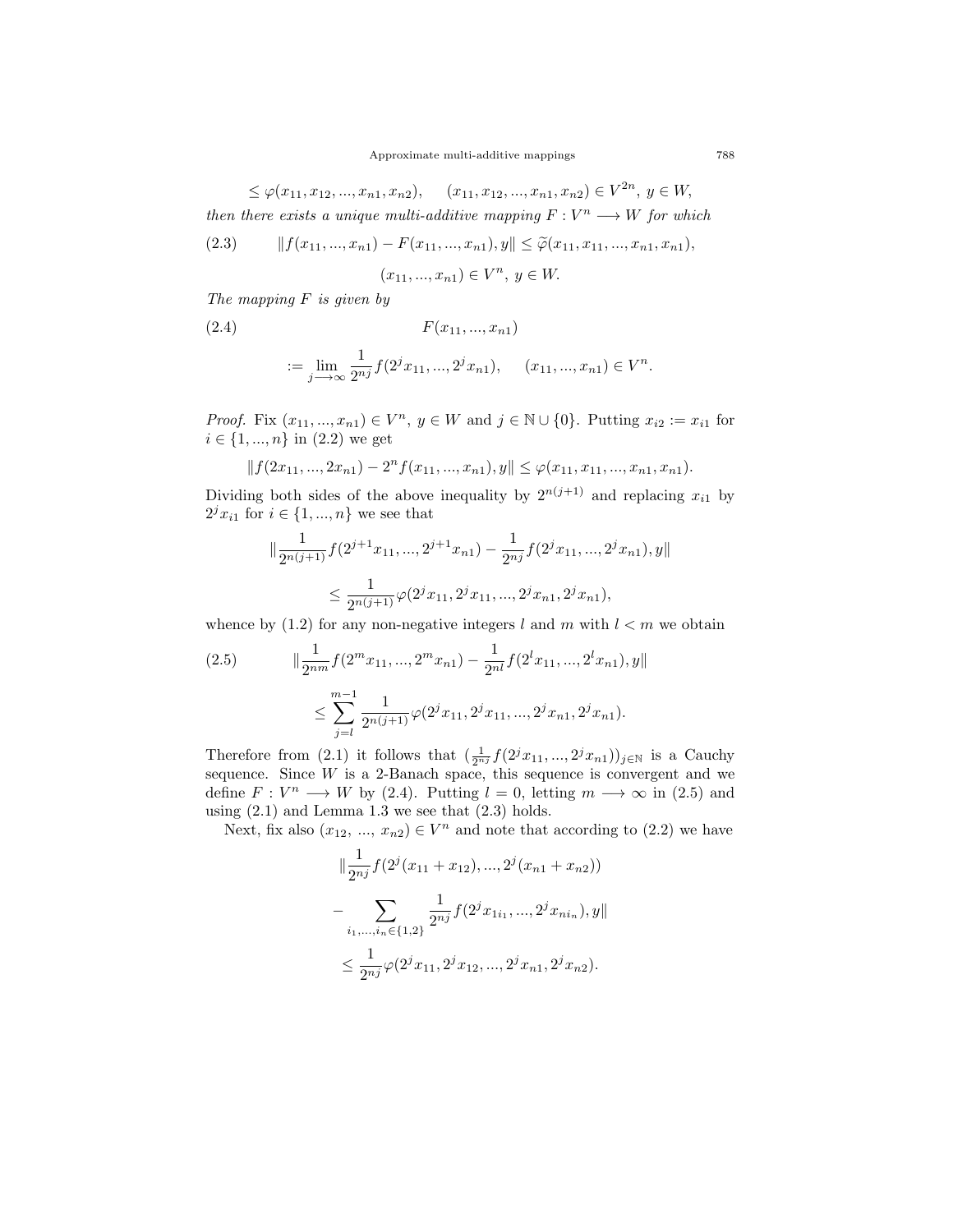$$\leq \varphi(x_{11}, x_{12}, ..., x_{n1}, x_{n2}), \quad (x_{11}, x_{12}, ..., x_{n1}, x_{n2}) \in V^{2n},\ y \in W,$$

*then there exists a unique multi-additive mapping* $F : V^n \longrightarrow W$ *for which*

$$\|f(x_{11}, ..., x_{n1}) - F(x_{11}, ..., x_{n1}), y\| \leq \widetilde{\varphi}(x_{11}, x_{11}, ..., x_{n1}, x_{n1}), \tag{2.3}$$

$$(x_{11}, ..., x_{n1}) \in V^n,\ y \in W.$$

*The mapping* $F$ *is given by*

$$F(x_{11}, ..., x_{n1}) \tag{2.4}$$

$$:= \lim_{j \longrightarrow \infty} \frac{1}{2^{nj}} f(2^j x_{11}, ..., 2^j x_{n1}), \quad (x_{11}, ..., x_{n1}) \in V^n.$$

*Proof.* Fix $(x_{11}, ..., x_{n1}) \in V^n$, $y \in W$ and $j \in \mathbb{N} \cup \{0\}$. Putting $x_{i2} := x_{i1}$ for $i \in \{1, ..., n\}$ in (2.2) we get

$$\|f(2x_{11}, ..., 2x_{n1}) - 2^n f(x_{11}, ..., x_{n1}), y\| \leq \varphi(x_{11}, x_{11}, ..., x_{n1}, x_{n1}).$$

Dividing both sides of the above inequality by $2^{n(j+1)}$ and replacing $x_{i1}$ by $2^j x_{i1}$ for $i \in \{1, ..., n\}$ we see that

$$\|\frac{1}{2^{n(j+1)}} f(2^{j+1} x_{11}, ..., 2^{j+1} x_{n1}) - \frac{1}{2^{nj}} f(2^j x_{11}, ..., 2^j x_{n1}), y\|$$

$$\leq \frac{1}{2^{n(j+1)}} \varphi(2^j x_{11}, 2^j x_{11}, ..., 2^j x_{n1}, 2^j x_{n1}),$$

whence by (1.2) for any non-negative integers $l$ and $m$ with $l < m$ we obtain

$$\|\frac{1}{2^{nm}} f(2^m x_{11}, ..., 2^m x_{n1}) - \frac{1}{2^{nl}} f(2^l x_{11}, ..., 2^l x_{n1}), y\| \tag{2.5}$$

$$\leq \sum_{j=l}^{m-1} \frac{1}{2^{n(j+1)}} \varphi(2^j x_{11}, 2^j x_{11}, ..., 2^j x_{n1}, 2^j x_{n1}).$$

Therefore from (2.1) it follows that $(\frac{1}{2^{nj}} f(2^j x_{11}, ..., 2^j x_{n1}))_{j \in \mathbb{N}}$ is a Cauchy sequence. Since $W$ is a 2-Banach space, this sequence is convergent and we define $F : V^n \longrightarrow W$ by (2.4). Putting $l = 0$, letting $m \longrightarrow \infty$ in (2.5) and using (2.1) and Lemma 1.3 we see that (2.3) holds.

Next, fix also $(x_{12}, ..., x_{n2}) \in V^n$ and note that according to (2.2) we have

$$\|\frac{1}{2^{nj}} f(2^j (x_{11} + x_{12}), ..., 2^j (x_{n1} + x_{n2}))$$

$$- \sum_{i_1, ..., i_n \in \{1,2\}} \frac{1}{2^{nj}} f(2^j x_{1i_1}, ..., 2^j x_{ni_n}), y\|$$

$$\leq \frac{1}{2^{nj}} \varphi(2^j x_{11}, 2^j x_{12}, ..., 2^j x_{n1}, 2^j x_{n2}).$$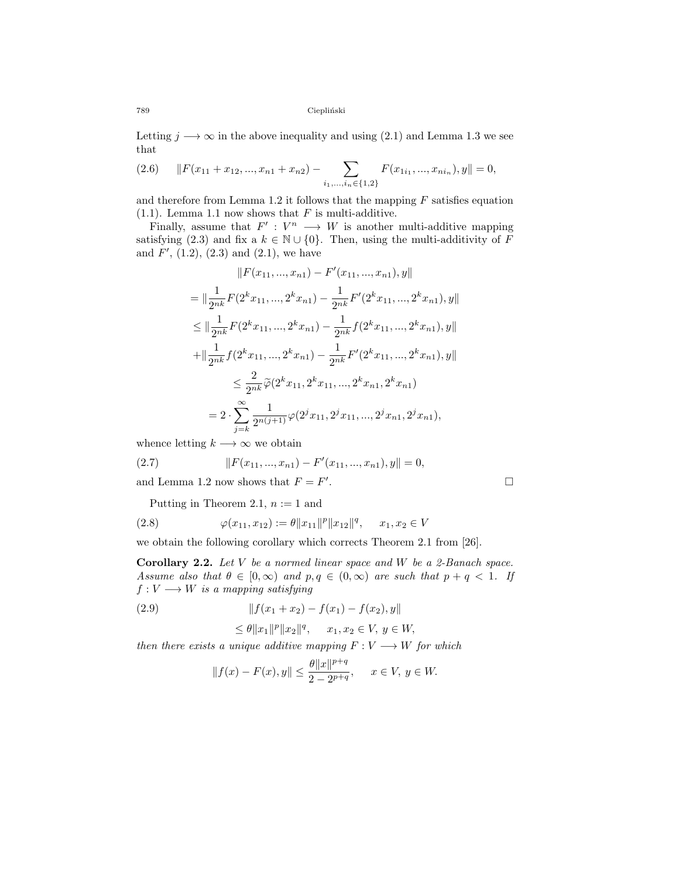Letting $j \longrightarrow \infty$ in the above inequality and using (2.1) and Lemma 1.3 we see that

$$\|F(x_{11}+x_{12},...,x_{n1}+x_{n2}) - \sum_{i_1,...,i_n \in \{1,2\}} F(x_{1i_1},...,x_{ni_n}), y\| = 0, \tag{2.6}$$

and therefore from Lemma 1.2 it follows that the mapping $F$ satisfies equation (1.1). Lemma 1.1 now shows that $F$ is multi-additive.

Finally, assume that $F' : V^n \longrightarrow W$ is another multi-additive mapping satisfying (2.3) and fix a $k \in \mathbb{N} \cup \{0\}$. Then, using the multi-additivity of $F$ and $F'$, (1.2), (2.3) and (2.1), we have

$$\begin{aligned}
&\|F(x_{11},...,x_{n1}) - F'(x_{11},...,x_{n1}), y\| \\
&= \|\frac{1}{2^{nk}}F(2^k x_{11},...,2^k x_{n1}) - \frac{1}{2^{nk}}F'(2^k x_{11},...,2^k x_{n1}), y\| \\
&\leq \|\frac{1}{2^{nk}}F(2^k x_{11},...,2^k x_{n1}) - \frac{1}{2^{nk}}f(2^k x_{11},...,2^k x_{n1}), y\| \\
&+\|\frac{1}{2^{nk}}f(2^k x_{11},...,2^k x_{n1}) - \frac{1}{2^{nk}}F'(2^k x_{11},...,2^k x_{n1}), y\| \\
&\leq \frac{2}{2^{nk}}\widetilde{\varphi}(2^k x_{11}, 2^k x_{11},...,2^k x_{n1}, 2^k x_{n1}) \\
&= 2 \cdot \sum_{j=k}^{\infty} \frac{1}{2^{n(j+1)}}\varphi(2^j x_{11}, 2^j x_{11},...,2^j x_{n1}, 2^j x_{n1}),
\end{aligned}$$

whence letting $k \longrightarrow \infty$ we obtain

$$\|F(x_{11},...,x_{n1}) - F'(x_{11},...,x_{n1}), y\| = 0, \tag{2.7}$$

and Lemma 1.2 now shows that $F = F'$. □

Putting in Theorem 2.1, $n := 1$ and

$$\varphi(x_{11}, x_{12}) := \theta\|x_{11}\|^p\|x_{12}\|^q, \quad x_1, x_2 \in V \tag{2.8}$$

we obtain the following corollary which corrects Theorem 2.1 from [26].

**Corollary 2.2.** *Let $V$ be a normed linear space and $W$ be a 2-Banach space. Assume also that $\theta \in [0,\infty)$ and $p, q \in (0,\infty)$ are such that $p+q < 1$. If $f : V \longrightarrow W$ is a mapping satisfying*

$$\begin{aligned}
&\|f(x_1+x_2) - f(x_1) - f(x_2), y\| \\
&\leq \theta\|x_1\|^p\|x_2\|^q, \quad x_1, x_2 \in V,\ y \in W,
\end{aligned} \tag{2.9}$$

*then there exists a unique additive mapping $F : V \longrightarrow W$ for which*

$$\|f(x) - F(x), y\| \leq \frac{\theta\|x\|^{p+q}}{2-2^{p+q}}, \quad x \in V,\ y \in W.$$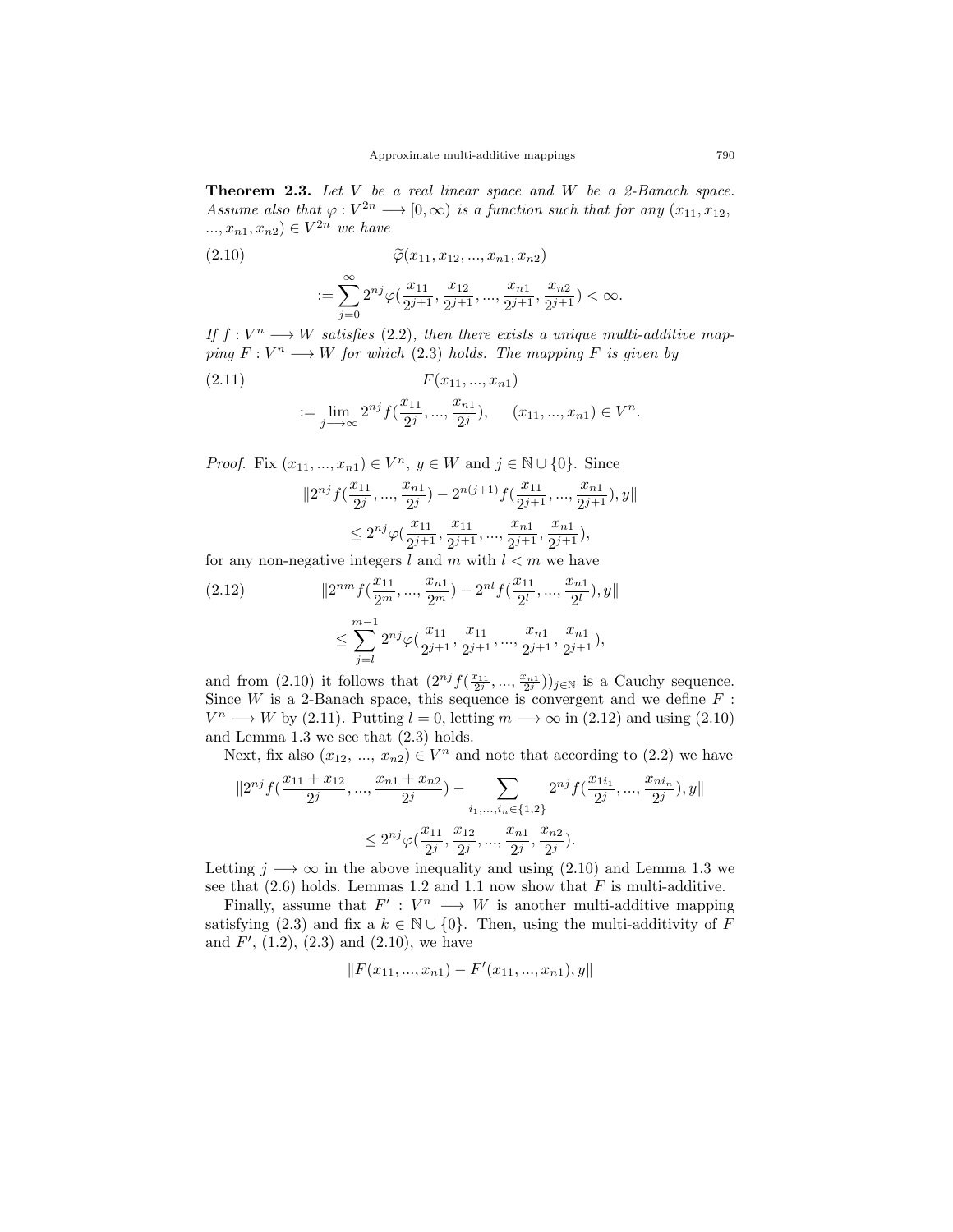**Theorem 2.3.** *Let $V$ be a real linear space and $W$ be a 2-Banach space. Assume also that $\varphi : V^{2n} \longrightarrow [0,\infty)$ is a function such that for any $(x_{11}, x_{12}, ..., x_{n1}, x_{n2}) \in V^{2n}$ we have*

$$\widetilde{\varphi}(x_{11}, x_{12}, ..., x_{n1}, x_{n2}) \tag{2.10}$$

$$:= \sum_{j=0}^{\infty} 2^{nj} \varphi(\frac{x_{11}}{2^{j+1}}, \frac{x_{12}}{2^{j+1}}, ..., \frac{x_{n1}}{2^{j+1}}, \frac{x_{n2}}{2^{j+1}}) < \infty.$$

*If $f : V^n \longrightarrow W$ satisfies (2.2), then there exists a unique multi-additive mapping $F : V^n \longrightarrow W$ for which (2.3) holds. The mapping $F$ is given by*

$$F(x_{11}, ..., x_{n1}) \tag{2.11}$$

$$:= \lim_{j \longrightarrow \infty} 2^{nj} f(\frac{x_{11}}{2^j}, ..., \frac{x_{n1}}{2^j}), \qquad (x_{11}, ..., x_{n1}) \in V^n.$$

*Proof.* Fix $(x_{11}, ..., x_{n1}) \in V^n$, $y \in W$ and $j \in \mathbb{N} \cup \{0\}$. Since

$$\|2^{nj} f(\frac{x_{11}}{2^j}, ..., \frac{x_{n1}}{2^j}) - 2^{n(j+1)} f(\frac{x_{11}}{2^{j+1}}, ..., \frac{x_{n1}}{2^{j+1}}), y\|$$

$$\leq 2^{nj} \varphi(\frac{x_{11}}{2^{j+1}}, \frac{x_{11}}{2^{j+1}}, ..., \frac{x_{n1}}{2^{j+1}}, \frac{x_{n1}}{2^{j+1}}),$$

for any non-negative integers $l$ and $m$ with $l < m$ we have

$$\|2^{nm} f(\frac{x_{11}}{2^m}, ..., \frac{x_{n1}}{2^m}) - 2^{nl} f(\frac{x_{11}}{2^l}, ..., \frac{x_{n1}}{2^l}), y\| \tag{2.12}$$

$$\leq \sum_{j=l}^{m-1} 2^{nj} \varphi(\frac{x_{11}}{2^{j+1}}, \frac{x_{11}}{2^{j+1}}, ..., \frac{x_{n1}}{2^{j+1}}, \frac{x_{n1}}{2^{j+1}}),$$

and from (2.10) it follows that $(2^{nj} f(\frac{x_{11}}{2^j}, ..., \frac{x_{n1}}{2^j}))_{j \in \mathbb{N}}$ is a Cauchy sequence. Since $W$ is a 2-Banach space, this sequence is convergent and we define $F : V^n \longrightarrow W$ by (2.11). Putting $l = 0$, letting $m \longrightarrow \infty$ in (2.12) and using (2.10) and Lemma 1.3 we see that (2.3) holds.

Next, fix also $(x_{12}, ..., x_{n2}) \in V^n$ and note that according to (2.2) we have

$$\|2^{nj} f(\frac{x_{11} + x_{12}}{2^j}, ..., \frac{x_{n1} + x_{n2}}{2^j}) - \sum_{i_1, ..., i_n \in \{1,2\}} 2^{nj} f(\frac{x_{1i_1}}{2^j}, ..., \frac{x_{ni_n}}{2^j}), y\|$$

$$\leq 2^{nj} \varphi(\frac{x_{11}}{2^j}, \frac{x_{12}}{2^j}, ..., \frac{x_{n1}}{2^j}, \frac{x_{n2}}{2^j}).$$

Letting $j \longrightarrow \infty$ in the above inequality and using (2.10) and Lemma 1.3 we see that (2.6) holds. Lemmas 1.2 and 1.1 now show that $F$ is multi-additive.

Finally, assume that $F' : V^n \longrightarrow W$ is another multi-additive mapping satisfying (2.3) and fix a $k \in \mathbb{N} \cup \{0\}$. Then, using the multi-additivity of $F$ and $F'$, (1.2), (2.3) and (2.10), we have

$$\|F(x_{11}, ..., x_{n1}) - F'(x_{11}, ..., x_{n1}), y\|$$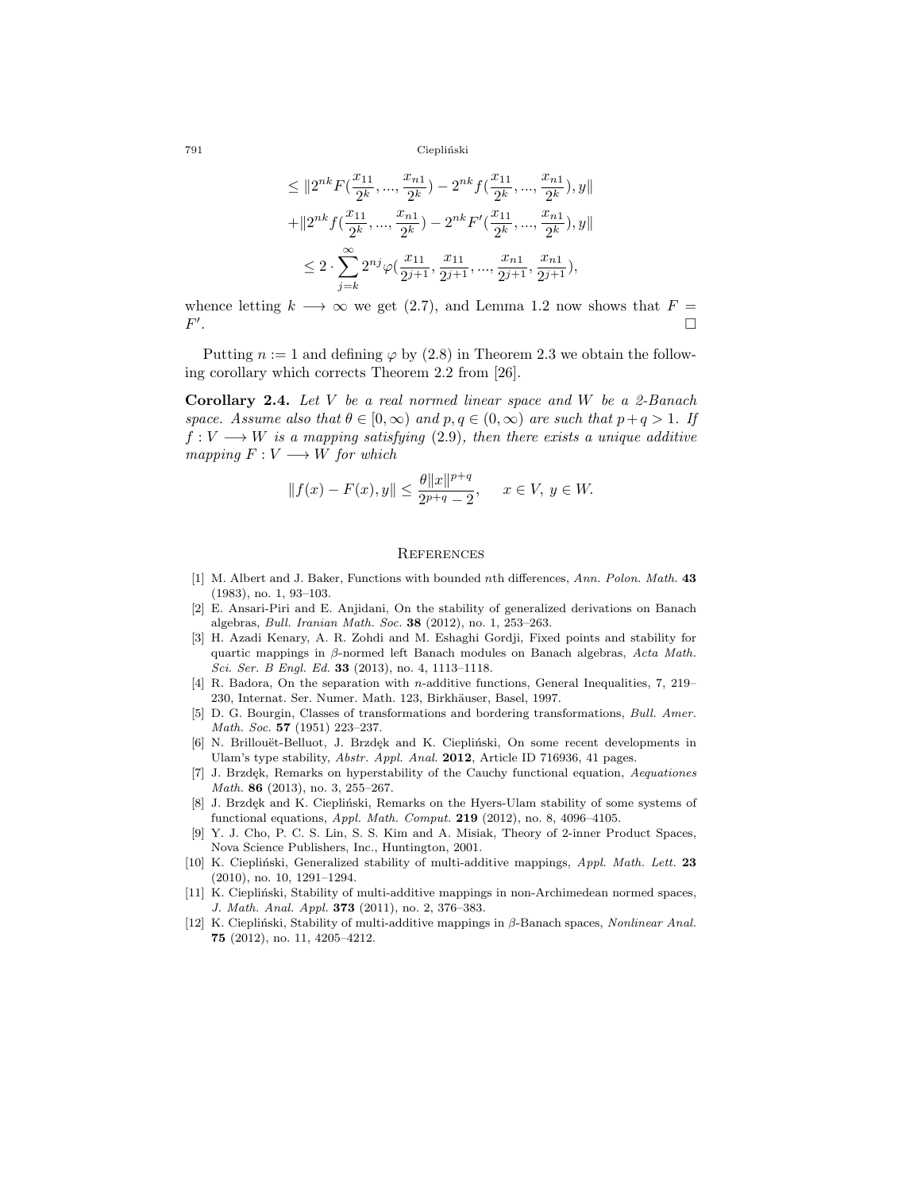$$
\begin{aligned}
&\leq \|2^{nk}F(\frac{x_{11}}{2^k},...,\frac{x_{n1}}{2^k}) - 2^{nk}f(\frac{x_{11}}{2^k},...,\frac{x_{n1}}{2^k}), y\| \\
&+\|2^{nk}f(\frac{x_{11}}{2^k},...,\frac{x_{n1}}{2^k}) - 2^{nk}F'(\frac{x_{11}}{2^k},...,\frac{x_{n1}}{2^k}), y\| \\
&\leq 2 \cdot \sum_{j=k}^{\infty} 2^{nj}\varphi(\frac{x_{11}}{2^{j+1}},\frac{x_{11}}{2^{j+1}},...,\frac{x_{n1}}{2^{j+1}},\frac{x_{n1}}{2^{j+1}}),
\end{aligned}
$$

whence letting $k \longrightarrow \infty$ we get (2.7), and Lemma 1.2 now shows that $F = F'$. $\square$

Putting $n := 1$ and defining $\varphi$ by (2.8) in Theorem 2.3 we obtain the following corollary which corrects Theorem 2.2 from [26].

**Corollary 2.4.** *Let $V$ be a real normed linear space and $W$ be a 2-Banach space. Assume also that $\theta \in [0, \infty)$ and $p, q \in (0, \infty)$ are such that $p + q > 1$. If $f : V \longrightarrow W$ is a mapping satisfying (2.9), then there exists a unique additive mapping $F : V \longrightarrow W$ for which*

$$
\|f(x) - F(x), y\| \leq \frac{\theta \|x\|^{p+q}}{2^{p+q} - 2}, \qquad x \in V,\ y \in W.
$$

## References

[1] M. Albert and J. Baker, Functions with bounded $n$th differences, *Ann. Polon. Math.* **43** (1983), no. 1, 93–103.

[2] E. Ansari-Piri and E. Anjidani, On the stability of generalized derivations on Banach algebras, *Bull. Iranian Math. Soc.* **38** (2012), no. 1, 253–263.

[3] H. Azadi Kenary, A. R. Zohdi and M. Eshaghi Gordji, Fixed points and stability for quartic mappings in $\beta$-normed left Banach modules on Banach algebras, *Acta Math. Sci. Ser. B Engl. Ed.* **33** (2013), no. 4, 1113–1118.

[4] R. Badora, On the separation with $n$-additive functions, General Inequalities, 7, 219–230, Internat. Ser. Numer. Math. 123, Birkhäuser, Basel, 1997.

[5] D. G. Bourgin, Classes of transformations and bordering transformations, *Bull. Amer. Math. Soc.* **57** (1951) 223–237.

[6] N. Brillouët-Belluot, J. Brzdęk and K. Ciepliński, On some recent developments in Ulam's type stability, *Abstr. Appl. Anal.* **2012**, Article ID 716936, 41 pages.

[7] J. Brzdęk, Remarks on hyperstability of the Cauchy functional equation, *Aequationes Math.* **86** (2013), no. 3, 255–267.

[8] J. Brzdęk and K. Ciepliński, Remarks on the Hyers-Ulam stability of some systems of functional equations, *Appl. Math. Comput.* **219** (2012), no. 8, 4096–4105.

[9] Y. J. Cho, P. C. S. Lin, S. S. Kim and A. Misiak, Theory of 2-inner Product Spaces, Nova Science Publishers, Inc., Huntington, 2001.

[10] K. Ciepliński, Generalized stability of multi-additive mappings, *Appl. Math. Lett.* **23** (2010), no. 10, 1291–1294.

[11] K. Ciepliński, Stability of multi-additive mappings in non-Archimedean normed spaces, *J. Math. Anal. Appl.* **373** (2011), no. 2, 376–383.

[12] K. Ciepliński, Stability of multi-additive mappings in $\beta$-Banach spaces, *Nonlinear Anal.* **75** (2012), no. 11, 4205–4212.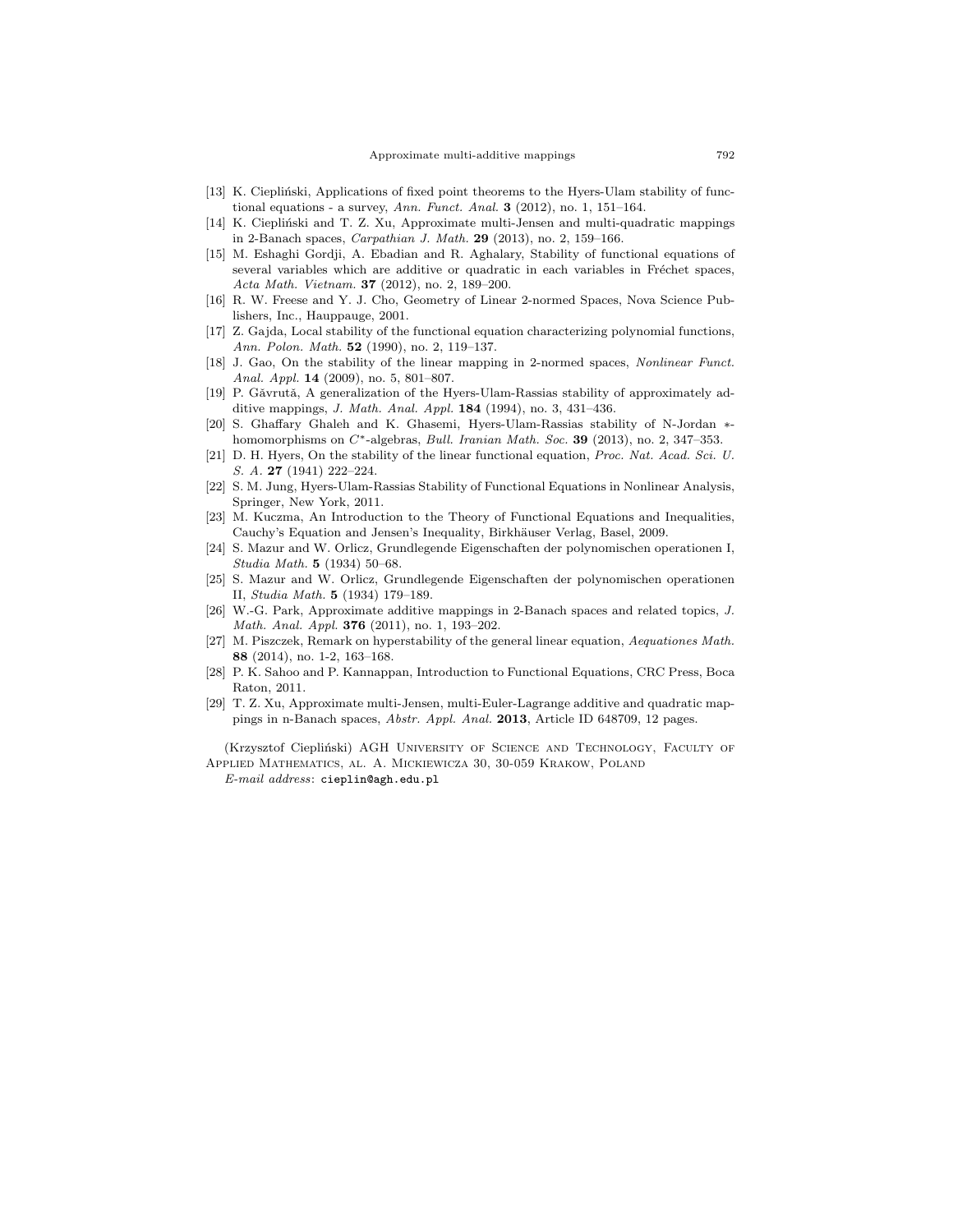[13] K. Ciepliński, Applications of fixed point theorems to the Hyers-Ulam stability of functional equations - a survey, *Ann. Funct. Anal.* **3** (2012), no. 1, 151–164.

[14] K. Ciepliński and T. Z. Xu, Approximate multi-Jensen and multi-quadratic mappings in 2-Banach spaces, *Carpathian J. Math.* **29** (2013), no. 2, 159–166.

[15] M. Eshaghi Gordji, A. Ebadian and R. Aghalary, Stability of functional equations of several variables which are additive or quadratic in each variables in Fréchet spaces, *Acta Math. Vietnam.* **37** (2012), no. 2, 189–200.

[16] R. W. Freese and Y. J. Cho, Geometry of Linear 2-normed Spaces, Nova Science Publishers, Inc., Hauppauge, 2001.

[17] Z. Gajda, Local stability of the functional equation characterizing polynomial functions, *Ann. Polon. Math.* **52** (1990), no. 2, 119–137.

[18] J. Gao, On the stability of the linear mapping in 2-normed spaces, *Nonlinear Funct. Anal. Appl.* **14** (2009), no. 5, 801–807.

[19] P. Găvruţă, A generalization of the Hyers-Ulam-Rassias stability of approximately additive mappings, *J. Math. Anal. Appl.* **184** (1994), no. 3, 431–436.

[20] S. Ghaffary Ghaleh and K. Ghasemi, Hyers-Ulam-Rassias stability of N-Jordan $*$-homomorphisms on $C^*$-algebras, *Bull. Iranian Math. Soc.* **39** (2013), no. 2, 347–353.

[21] D. H. Hyers, On the stability of the linear functional equation, *Proc. Nat. Acad. Sci. U. S. A.* **27** (1941) 222–224.

[22] S. M. Jung, Hyers-Ulam-Rassias Stability of Functional Equations in Nonlinear Analysis, Springer, New York, 2011.

[23] M. Kuczma, An Introduction to the Theory of Functional Equations and Inequalities, Cauchy's Equation and Jensen's Inequality, Birkhäuser Verlag, Basel, 2009.

[24] S. Mazur and W. Orlicz, Grundlegende Eigenschaften der polynomischen operationen I, *Studia Math.* **5** (1934) 50–68.

[25] S. Mazur and W. Orlicz, Grundlegende Eigenschaften der polynomischen operationen II, *Studia Math.* **5** (1934) 179–189.

[26] W.-G. Park, Approximate additive mappings in 2-Banach spaces and related topics, *J. Math. Anal. Appl.* **376** (2011), no. 1, 193–202.

[27] M. Piszczek, Remark on hyperstability of the general linear equation, *Aequationes Math.* **88** (2014), no. 1-2, 163–168.

[28] P. K. Sahoo and P. Kannappan, Introduction to Functional Equations, CRC Press, Boca Raton, 2011.

[29] T. Z. Xu, Approximate multi-Jensen, multi-Euler-Lagrange additive and quadratic mappings in n-Banach spaces, *Abstr. Appl. Anal.* **2013**, Article ID 648709, 12 pages.

(Krzysztof Ciepliński) AGH University of Science and Technology, Faculty of Applied Mathematics, al. A. Mickiewicza 30, 30-059 Krakow, Poland

*E-mail address*: cieplin@agh.edu.pl